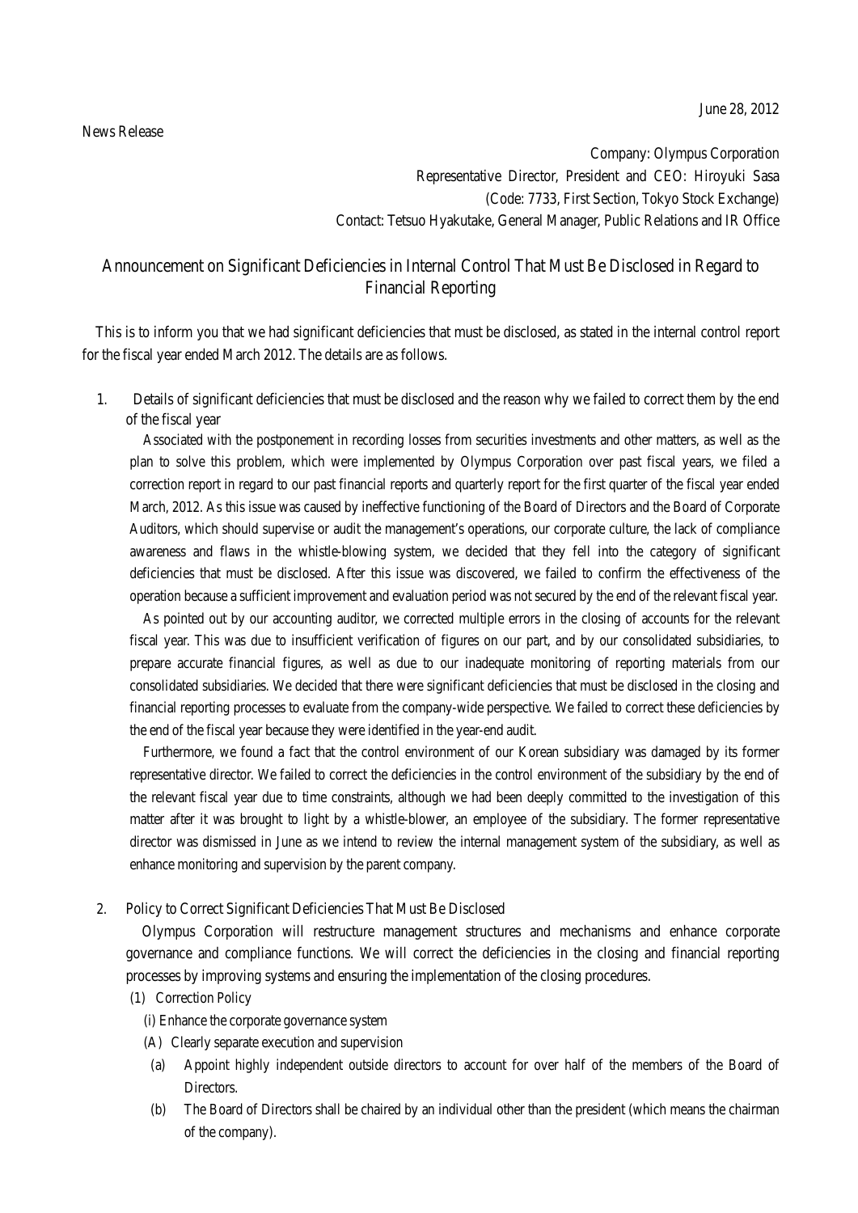June 28, 2012

News Release

Company: Olympus Corporation
Representative Director, President and CEO: Hiroyuki Sasa
(Code: 7733, First Section, Tokyo Stock Exchange)
Contact: Tetsuo Hyakutake, General Manager, Public Relations and IR Office

# Announcement on Significant Deficiencies in Internal Control That Must Be Disclosed in Regard to Financial Reporting

This is to inform you that we had significant deficiencies that must be disclosed, as stated in the internal control report for the fiscal year ended March 2012. The details are as follows.

1. Details of significant deficiencies that must be disclosed and the reason why we failed to correct them by the end of the fiscal year

   Associated with the postponement in recording losses from securities investments and other matters, as well as the plan to solve this problem, which were implemented by Olympus Corporation over past fiscal years, we filed a correction report in regard to our past financial reports and quarterly report for the first quarter of the fiscal year ended March, 2012. As this issue was caused by ineffective functioning of the Board of Directors and the Board of Corporate Auditors, which should supervise or audit the management's operations, our corporate culture, the lack of compliance awareness and flaws in the whistle-blowing system, we decided that they fell into the category of significant deficiencies that must be disclosed. After this issue was discovered, we failed to confirm the effectiveness of the operation because a sufficient improvement and evaluation period was not secured by the end of the relevant fiscal year.

   As pointed out by our accounting auditor, we corrected multiple errors in the closing of accounts for the relevant fiscal year. This was due to insufficient verification of figures on our part, and by our consolidated subsidiaries, to prepare accurate financial figures, as well as due to our inadequate monitoring of reporting materials from our consolidated subsidiaries. We decided that there were significant deficiencies that must be disclosed in the closing and financial reporting processes to evaluate from the company-wide perspective. We failed to correct these deficiencies by the end of the fiscal year because they were identified in the year-end audit.

   Furthermore, we found a fact that the control environment of our Korean subsidiary was damaged by its former representative director. We failed to correct the deficiencies in the control environment of the subsidiary by the end of the relevant fiscal year due to time constraints, although we had been deeply committed to the investigation of this matter after it was brought to light by a whistle-blower, an employee of the subsidiary. The former representative director was dismissed in June as we intend to review the internal management system of the subsidiary, as well as enhance monitoring and supervision by the parent company.

2. Policy to Correct Significant Deficiencies That Must Be Disclosed

   Olympus Corporation will restructure management structures and mechanisms and enhance corporate governance and compliance functions. We will correct the deficiencies in the closing and financial reporting processes by improving systems and ensuring the implementation of the closing procedures.

   (1) Correction Policy

   (i) Enhance the corporate governance system

   (A) Clearly separate execution and supervision

   (a) Appoint highly independent outside directors to account for over half of the members of the Board of Directors.

   (b) The Board of Directors shall be chaired by an individual other than the president (which means the chairman of the company).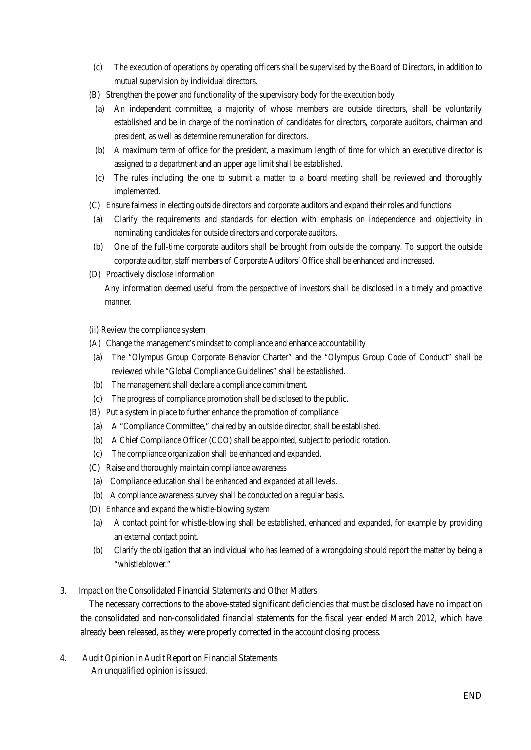(c) The execution of operations by operating officers shall be supervised by the Board of Directors, in addition to mutual supervision by individual directors.

(B) Strengthen the power and functionality of the supervisory body for the execution body

(a) An independent committee, a majority of whose members are outside directors, shall be voluntarily established and be in charge of the nomination of candidates for directors, corporate auditors, chairman and president, as well as determine remuneration for directors.

(b) A maximum term of office for the president, a maximum length of time for which an executive director is assigned to a department and an upper age limit shall be established.

(c) The rules including the one to submit a matter to a board meeting shall be reviewed and thoroughly implemented.

(C) Ensure fairness in electing outside directors and corporate auditors and expand their roles and functions

(a) Clarify the requirements and standards for election with emphasis on independence and objectivity in nominating candidates for outside directors and corporate auditors.

(b) One of the full-time corporate auditors shall be brought from outside the company. To support the outside corporate auditor, staff members of Corporate Auditors' Office shall be enhanced and increased.

(D) Proactively disclose information

Any information deemed useful from the perspective of investors shall be disclosed in a timely and proactive manner.

(ii) Review the compliance system

(A) Change the management's mindset to compliance and enhance accountability

(a) The "Olympus Group Corporate Behavior Charter" and the "Olympus Group Code of Conduct" shall be reviewed while "Global Compliance Guidelines" shall be established.

(b) The management shall declare a compliance commitment.

(c) The progress of compliance promotion shall be disclosed to the public.

(B) Put a system in place to further enhance the promotion of compliance

(a) A "Compliance Committee," chaired by an outside director, shall be established.

(b) A Chief Compliance Officer (CCO) shall be appointed, subject to periodic rotation.

(c) The compliance organization shall be enhanced and expanded.

(C) Raise and thoroughly maintain compliance awareness

(a) Compliance education shall be enhanced and expanded at all levels.

(b) A compliance awareness survey shall be conducted on a regular basis.

(D) Enhance and expand the whistle-blowing system

(a) A contact point for whistle-blowing shall be established, enhanced and expanded, for example by providing an external contact point.

(b) Clarify the obligation that an individual who has learned of a wrongdoing should report the matter by being a "whistleblower."

3. Impact on the Consolidated Financial Statements and Other Matters

The necessary corrections to the above-stated significant deficiencies that must be disclosed have no impact on the consolidated and non-consolidated financial statements for the fiscal year ended March 2012, which have already been released, as they were properly corrected in the account closing process.

4. Audit Opinion in Audit Report on Financial Statements

An unqualified opinion is issued.

END